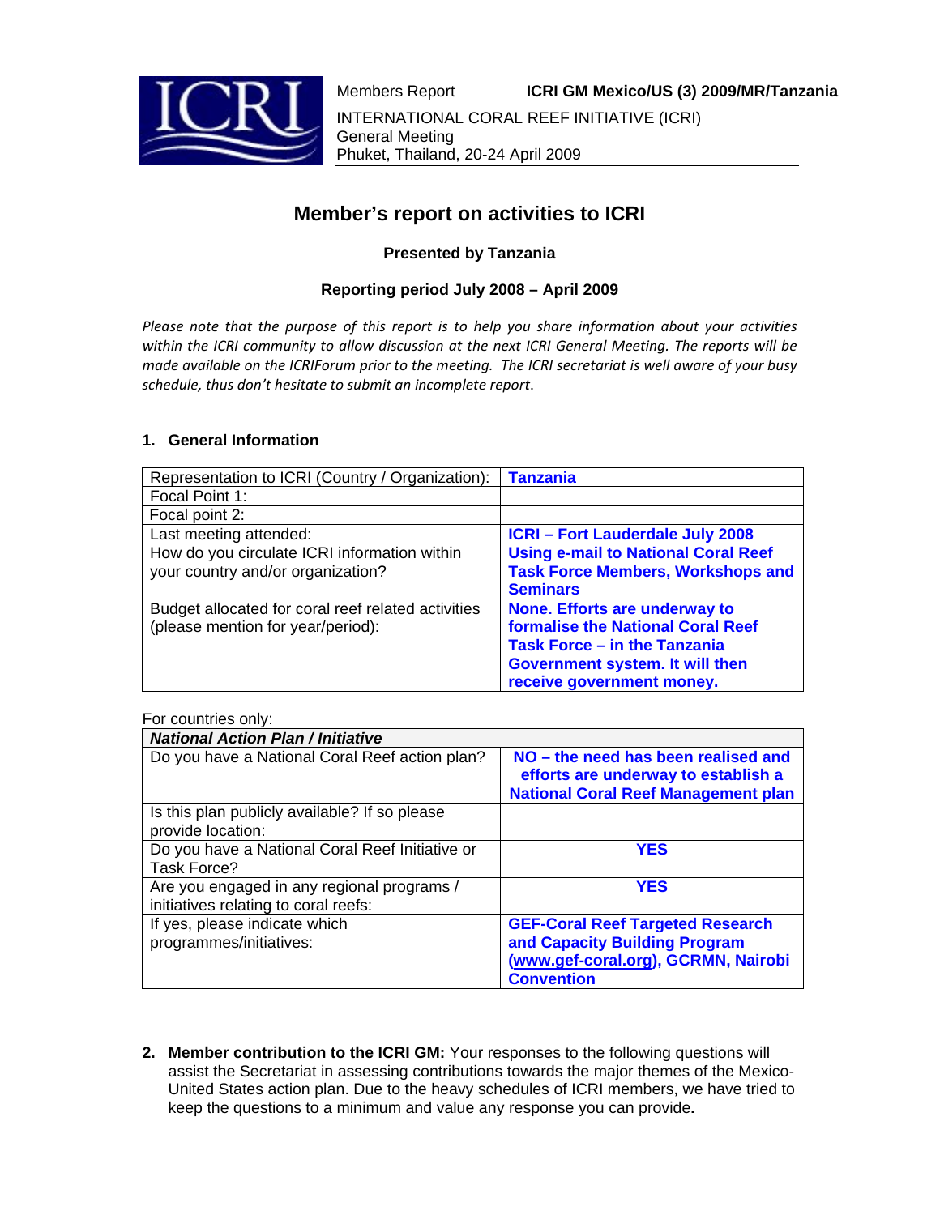Members Report **ICRI GM Mexico/US (3) 2009/MR/Tanzania**

INTERNATIONAL CORAL REEF INITIATIVE (ICRI)
General Meeting
Phuket, Thailand, 20-24 April 2009

## Member's report on activities to ICRI

**Presented by Tanzania**

**Reporting period July 2008 – April 2009**

*Please note that the purpose of this report is to help you share information about your activities within the ICRI community to allow discussion at the next ICRI General Meeting. The reports will be made available on the ICRIForum prior to the meeting. The ICRI secretariat is well aware of your busy schedule, thus don't hesitate to submit an incomplete report.*

### 1. General Information

| Representation to ICRI (Country / Organization): | **Tanzania** |
|---|---|
| Focal Point 1: | |
| Focal point 2: | |
| Last meeting attended: | **ICRI – Fort Lauderdale July 2008** |
| How do you circulate ICRI information within your country and/or organization? | **Using e-mail to National Coral Reef Task Force Members, Workshops and Seminars** |
| Budget allocated for coral reef related activities (please mention for year/period): | **None. Efforts are underway to formalise the National Coral Reef Task Force – in the Tanzania Government system. It will then receive government money.** |

For countries only:

| ***National Action Plan / Initiative*** | |
|---|---|
| Do you have a National Coral Reef action plan? | **NO – the need has been realised and efforts are underway to establish a National Coral Reef Management plan** |
| Is this plan publicly available? If so please provide location: | |
| Do you have a National Coral Reef Initiative or Task Force? | **YES** |
| Are you engaged in any regional programs / initiatives relating to coral reefs: | **YES** |
| If yes, please indicate which programmes/initiatives: | **GEF-Coral Reef Targeted Research and Capacity Building Program (www.gef-coral.org), GCRMN, Nairobi Convention** |

2. **Member contribution to the ICRI GM:** Your responses to the following questions will assist the Secretariat in assessing contributions towards the major themes of the Mexico-United States action plan. Due to the heavy schedules of ICRI members, we have tried to keep the questions to a minimum and value any response you can provide**.**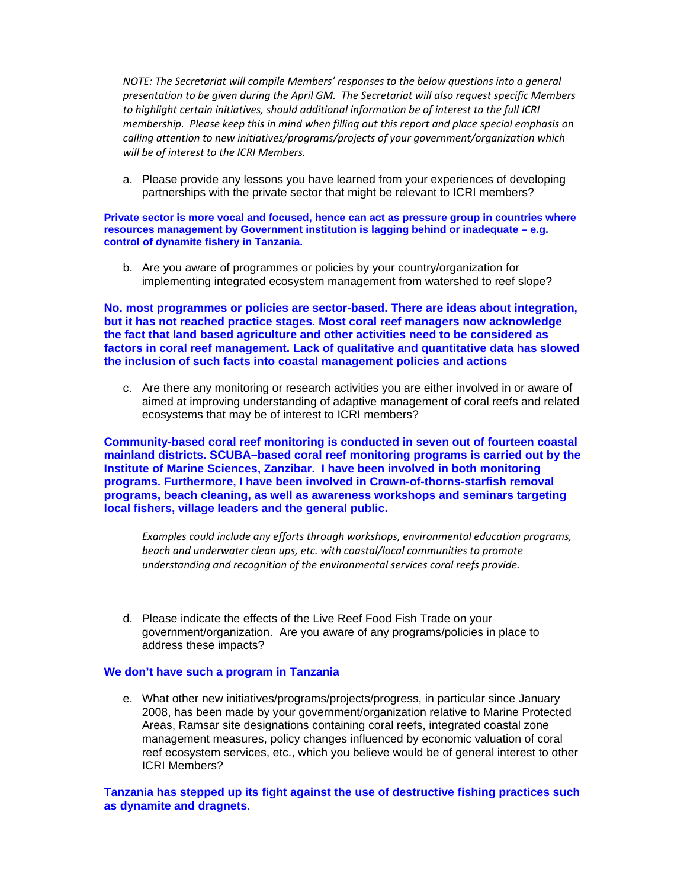*<u>NOTE</u>: The Secretariat will compile Members' responses to the below questions into a general presentation to be given during the April GM. The Secretariat will also request specific Members to highlight certain initiatives, should additional information be of interest to the full ICRI membership. Please keep this in mind when filling out this report and place special emphasis on calling attention to new initiatives/programs/projects of your government/organization which will be of interest to the ICRI Members.*

a. Please provide any lessons you have learned from your experiences of developing partnerships with the private sector that might be relevant to ICRI members?

**Private sector is more vocal and focused, hence can act as pressure group in countries where resources management by Government institution is lagging behind or inadequate – e.g. control of dynamite fishery in Tanzania.**

b. Are you aware of programmes or policies by your country/organization for implementing integrated ecosystem management from watershed to reef slope?

**No. most programmes or policies are sector-based. There are ideas about integration, but it has not reached practice stages. Most coral reef managers now acknowledge the fact that land based agriculture and other activities need to be considered as factors in coral reef management. Lack of qualitative and quantitative data has slowed the inclusion of such facts into coastal management policies and actions**

c. Are there any monitoring or research activities you are either involved in or aware of aimed at improving understanding of adaptive management of coral reefs and related ecosystems that may be of interest to ICRI members?

**Community-based coral reef monitoring is conducted in seven out of fourteen coastal mainland districts. SCUBA–based coral reef monitoring programs is carried out by the Institute of Marine Sciences, Zanzibar. I have been involved in both monitoring programs. Furthermore, I have been involved in Crown-of-thorns-starfish removal programs, beach cleaning, as well as awareness workshops and seminars targeting local fishers, village leaders and the general public.**

*Examples could include any efforts through workshops, environmental education programs, beach and underwater clean ups, etc. with coastal/local communities to promote understanding and recognition of the environmental services coral reefs provide.*

d. Please indicate the effects of the Live Reef Food Fish Trade on your government/organization. Are you aware of any programs/policies in place to address these impacts?

**We don't have such a program in Tanzania**

e. What other new initiatives/programs/projects/progress, in particular since January 2008, has been made by your government/organization relative to Marine Protected Areas, Ramsar site designations containing coral reefs, integrated coastal zone management measures, policy changes influenced by economic valuation of coral reef ecosystem services, etc., which you believe would be of general interest to other ICRI Members?

**Tanzania has stepped up its fight against the use of destructive fishing practices such as dynamite and dragnets**.